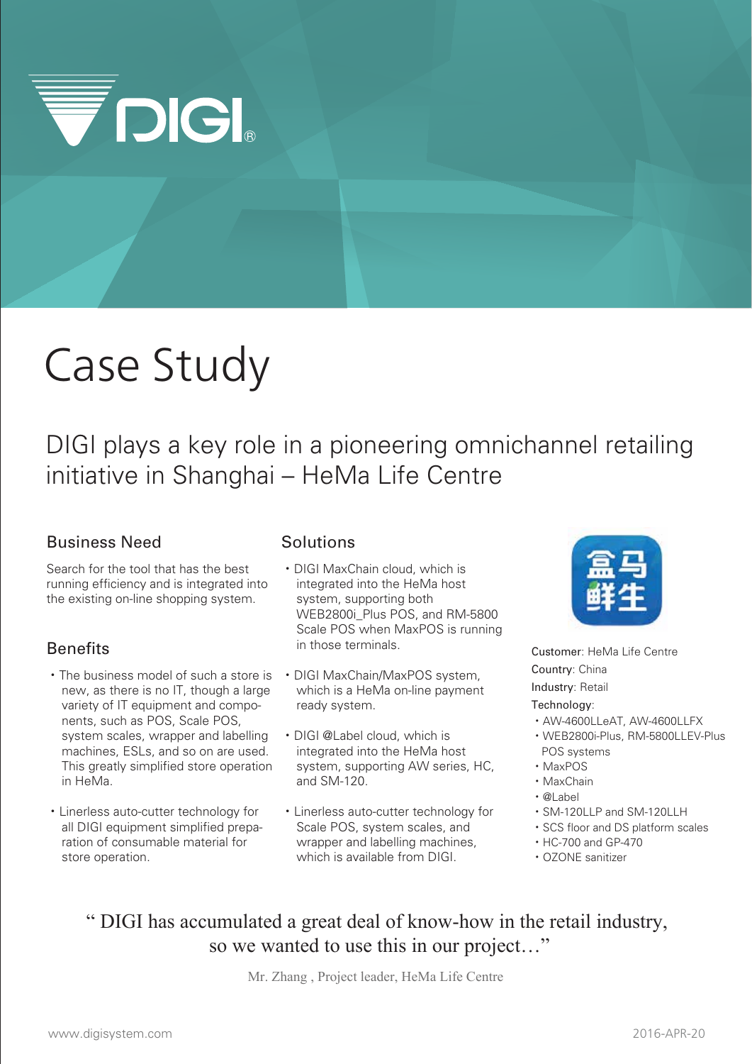DIGI®

# Case Study

## DIGI plays a key role in a pioneering omnichannel retailing initiative in Shanghai – HeMa Life Centre

### Business Need

Search for the tool that has the best running efficiency and is integrated into the existing on-line shopping system.

### Benefits

- The business model of such a store is new, as there is no IT, though a large variety of IT equipment and components, such as POS, Scale POS, system scales, wrapper and labelling machines, ESLs, and so on are used. This greatly simplified store operation in HeMa.
- Linerless auto-cutter technology for all DIGI equipment simplified preparation of consumable material for store operation.

### Solutions

- DIGI MaxChain cloud, which is integrated into the HeMa host system, supporting both WEB2800i_Plus POS, and RM-5800 Scale POS when MaxPOS is running in those terminals.
- DIGI MaxChain/MaxPOS system, which is a HeMa on-line payment ready system.
- DIGI @Label cloud, which is integrated into the HeMa host system, supporting AW series, HC, and SM-120.
- Linerless auto-cutter technology for Scale POS, system scales, and wrapper and labelling machines, which is available from DIGI.

盒马鲜生

Customer: HeMa Life Centre
Country: China
Industry: Retail
Technology:

- AW-4600LLeAT, AW-4600LLFX
- WEB2800i-Plus, RM-5800LLEV-Plus POS systems
- MaxPOS
- MaxChain
- @Label
- SM-120LLP and SM-120LLH
- SCS floor and DS platform scales
- HC-700 and GP-470
- OZONE sanitizer

> " DIGI has accumulated a great deal of know-how in the retail industry, so we wanted to use this in our project…"
>
> Mr. Zhang , Project leader, HeMa Life Centre

www.digisystem.com

2016-APR-20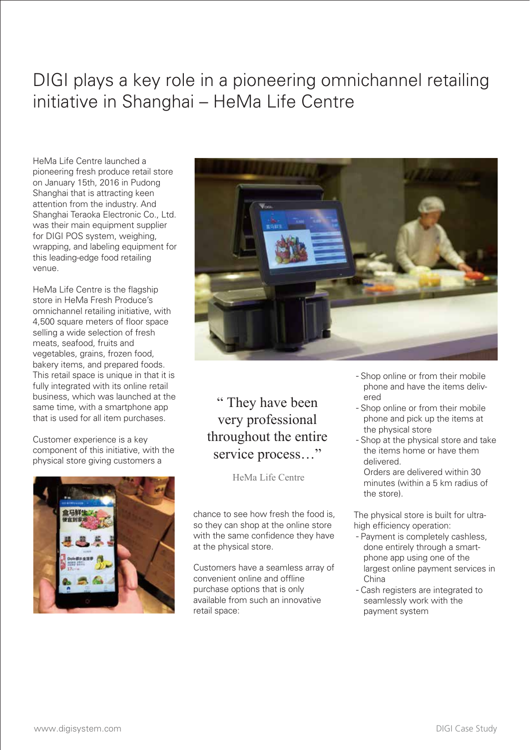# DIGI plays a key role in a pioneering omnichannel retailing initiative in Shanghai – HeMa Life Centre

HeMa Life Centre launched a pioneering fresh produce retail store on January 15th, 2016 in Pudong Shanghai that is attracting keen attention from the industry. And Shanghai Teraoka Electronic Co., Ltd. was their main equipment supplier for DIGI POS system, weighing, wrapping, and labeling equipment for this leading-edge food retailing venue.

HeMa Life Centre is the flagship store in HeMa Fresh Produce's omnichannel retailing initiative, with 4,500 square meters of floor space selling a wide selection of fresh meats, seafood, fruits and vegetables, grains, frozen food, bakery items, and prepared foods. This retail space is unique in that it is fully integrated with its online retail business, which was launched at the same time, with a smartphone app that is used for all item purchases.

Customer experience is a key component of this initiative, with the physical store giving customers a chance to see how fresh the food is, so they can shop at the online store with the same confidence they have at the physical store.

> " They have been very professional throughout the entire service process…"
>
> HeMa Life Centre

Customers have a seamless array of convenient online and offline purchase options that is only available from such an innovative retail space:

- Shop online or from their mobile phone and have the items delivered
- Shop online or from their mobile phone and pick up the items at the physical store
- Shop at the physical store and take the items home or have them delivered.
  Orders are delivered within 30 minutes (within a 5 km radius of the store).

The physical store is built for ultra-high efficiency operation:

- Payment is completely cashless, done entirely through a smartphone app using one of the largest online payment services in China
- Cash registers are integrated to seamlessly work with the payment system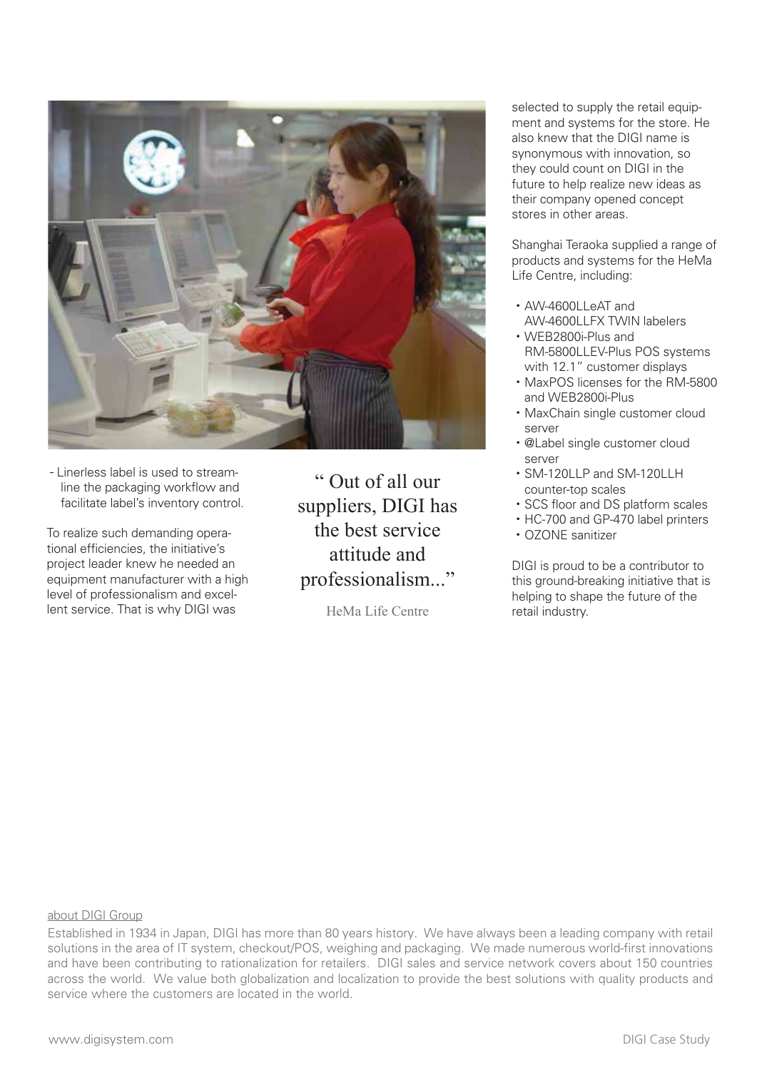- Linerless label is used to streamline the packaging workflow and facilitate label's inventory control.

To realize such demanding operational efficiencies, the initiative's project leader knew he needed an equipment manufacturer with a high level of professionalism and excellent service. That is why DIGI was selected to supply the retail equipment and systems for the store. He also knew that the DIGI name is synonymous with innovation, so they could count on DIGI in the future to help realize new ideas as their company opened concept stores in other areas.

> " Out of all our suppliers, DIGI has the best service attitude and professionalism..."
>
> HeMa Life Centre

Shanghai Teraoka supplied a range of products and systems for the HeMa Life Centre, including:

- AW-4600LLeAT and AW-4600LLFX TWIN labelers
- WEB2800i-Plus and RM-5800LLEV-Plus POS systems with 12.1" customer displays
- MaxPOS licenses for the RM-5800 and WEB2800i-Plus
- MaxChain single customer cloud server
- @Label single customer cloud server
- SM-120LLP and SM-120LLH counter-top scales
- SCS floor and DS platform scales
- HC-700 and GP-470 label printers
- OZONE sanitizer

DIGI is proud to be a contributor to this ground-breaking initiative that is helping to shape the future of the retail industry.

about DIGI Group

Established in 1934 in Japan, DIGI has more than 80 years history. We have always been a leading company with retail solutions in the area of IT system, checkout/POS, weighing and packaging. We made numerous world-first innovations and have been contributing to rationalization for retailers. DIGI sales and service network covers about 150 countries across the world. We value both globalization and localization to provide the best solutions with quality products and service where the customers are located in the world.

www.digisystem.com